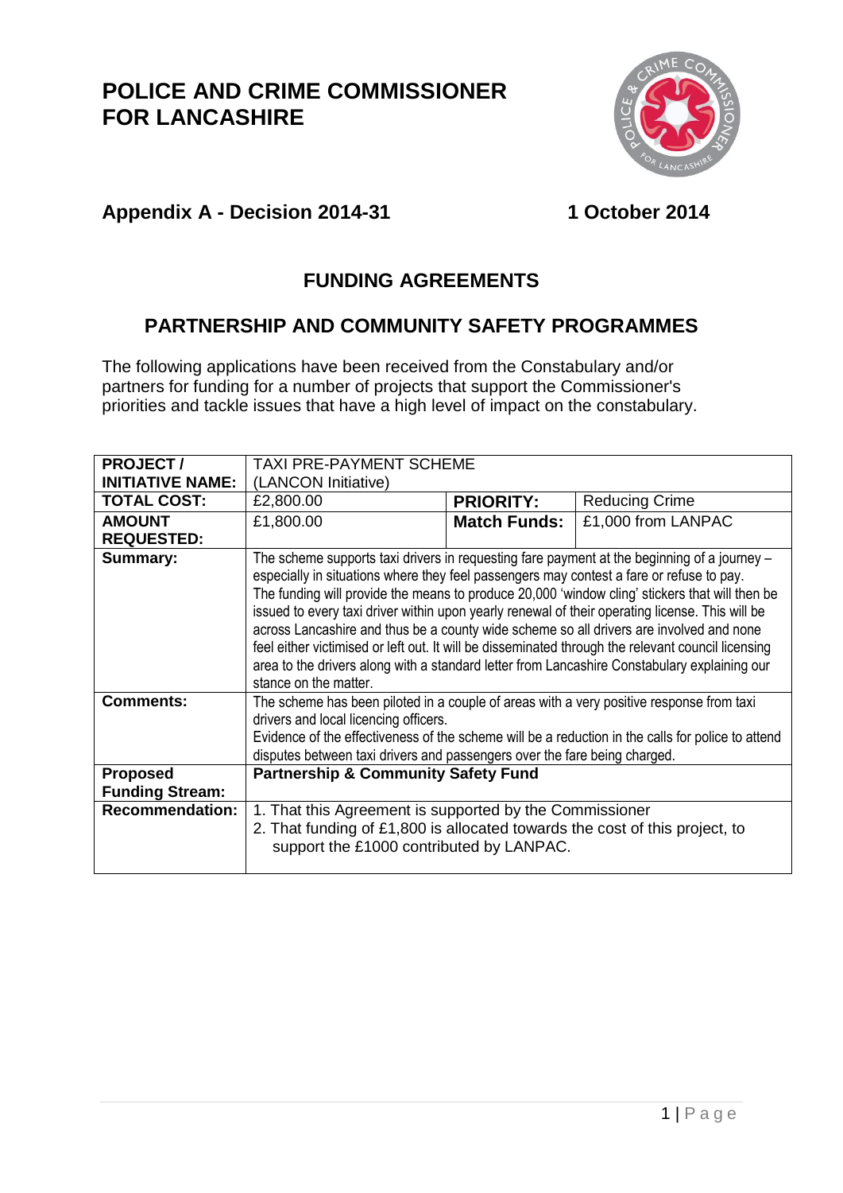# POLICE AND CRIME COMMISSIONER FOR LANCASHIRE

## Appendix A - Decision 2014-31 1 October 2014

## FUNDING AGREEMENTS

## PARTNERSHIP AND COMMUNITY SAFETY PROGRAMMES

The following applications have been received from the Constabulary and/or partners for funding for a number of projects that support the Commissioner's priorities and tackle issues that have a high level of impact on the constabulary.

| **PROJECT / INITIATIVE NAME:** | TAXI PRE-PAYMENT SCHEME (LANCON Initiative) | | |
|---|---|---|---|
| **TOTAL COST:** | £2,800.00 | **PRIORITY:** | Reducing Crime |
| **AMOUNT REQUESTED:** | £1,800.00 | **Match Funds:** | £1,000 from LANPAC |
| **Summary:** | The scheme supports taxi drivers in requesting fare payment at the beginning of a journey – especially in situations where they feel passengers may contest a fare or refuse to pay. The funding will provide the means to produce 20,000 'window cling' stickers that will then be issued to every taxi driver within upon yearly renewal of their operating license. This will be across Lancashire and thus be a county wide scheme so all drivers are involved and none feel either victimised or left out. It will be disseminated through the relevant council licensing area to the drivers along with a standard letter from Lancashire Constabulary explaining our stance on the matter. | | |
| **Comments:** | The scheme has been piloted in a couple of areas with a very positive response from taxi drivers and local licencing officers.<br>Evidence of the effectiveness of the scheme will be a reduction in the calls for police to attend disputes between taxi drivers and passengers over the fare being charged. | | |
| **Proposed Funding Stream:** | **Partnership & Community Safety Fund** | | |
| **Recommendation:** | 1. That this Agreement is supported by the Commissioner<br>2. That funding of £1,800 is allocated towards the cost of this project, to support the £1000 contributed by LANPAC. | | |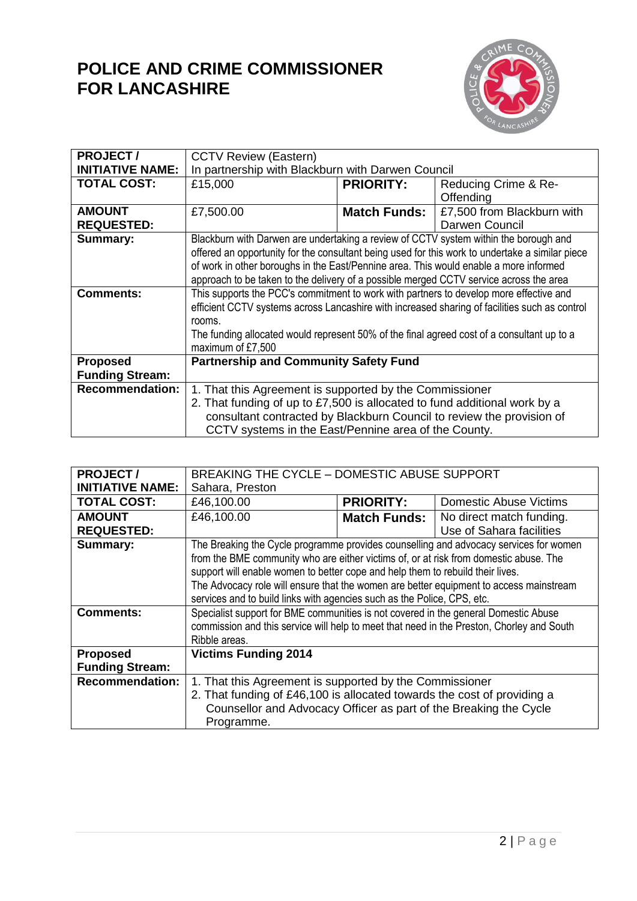# POLICE AND CRIME COMMISSIONER FOR LANCASHIRE

| **PROJECT / INITIATIVE NAME:** | CCTV Review (Eastern)<br>In partnership with Blackburn with Darwen Council | | |
|---|---|---|---|
| **TOTAL COST:** | £15,000 | **PRIORITY:** | Reducing Crime & Re-Offending |
| **AMOUNT REQUESTED:** | £7,500.00 | **Match Funds:** | £7,500 from Blackburn with Darwen Council |
| **Summary:** | Blackburn with Darwen are undertaking a review of CCTV system within the borough and offered an opportunity for the consultant being used for this work to undertake a similar piece of work in other boroughs in the East/Pennine area. This would enable a more informed approach to be taken to the delivery of a possible merged CCTV service across the area | | |
| **Comments:** | This supports the PCC's commitment to work with partners to develop more effective and efficient CCTV systems across Lancashire with increased sharing of facilities such as control rooms.<br>The funding allocated would represent 50% of the final agreed cost of a consultant up to a maximum of £7,500 | | |
| **Proposed Funding Stream:** | **Partnership and Community Safety Fund** | | |
| **Recommendation:** | 1. That this Agreement is supported by the Commissioner<br>2. That funding of up to £7,500 is allocated to fund additional work by a consultant contracted by Blackburn Council to review the provision of CCTV systems in the East/Pennine area of the County. | | |

| **PROJECT / INITIATIVE NAME:** | BREAKING THE CYCLE – DOMESTIC ABUSE SUPPORT<br>Sahara, Preston | | |
|---|---|---|---|
| **TOTAL COST:** | £46,100.00 | **PRIORITY:** | Domestic Abuse Victims |
| **AMOUNT REQUESTED:** | £46,100.00 | **Match Funds:** | No direct match funding. Use of Sahara facilities |
| **Summary:** | The Breaking the Cycle programme provides counselling and advocacy services for women from the BME community who are either victims of, or at risk from domestic abuse. The support will enable women to better cope and help them to rebuild their lives.<br>The Advocacy role will ensure that the women are better equipment to access mainstream services and to build links with agencies such as the Police, CPS, etc. | | |
| **Comments:** | Specialist support for BME communities is not covered in the general Domestic Abuse commission and this service will help to meet that need in the Preston, Chorley and South Ribble areas. | | |
| **Proposed Funding Stream:** | **Victims Funding 2014** | | |
| **Recommendation:** | 1. That this Agreement is supported by the Commissioner<br>2. That funding of £46,100 is allocated towards the cost of providing a Counsellor and Advocacy Officer as part of the Breaking the Cycle Programme. | | |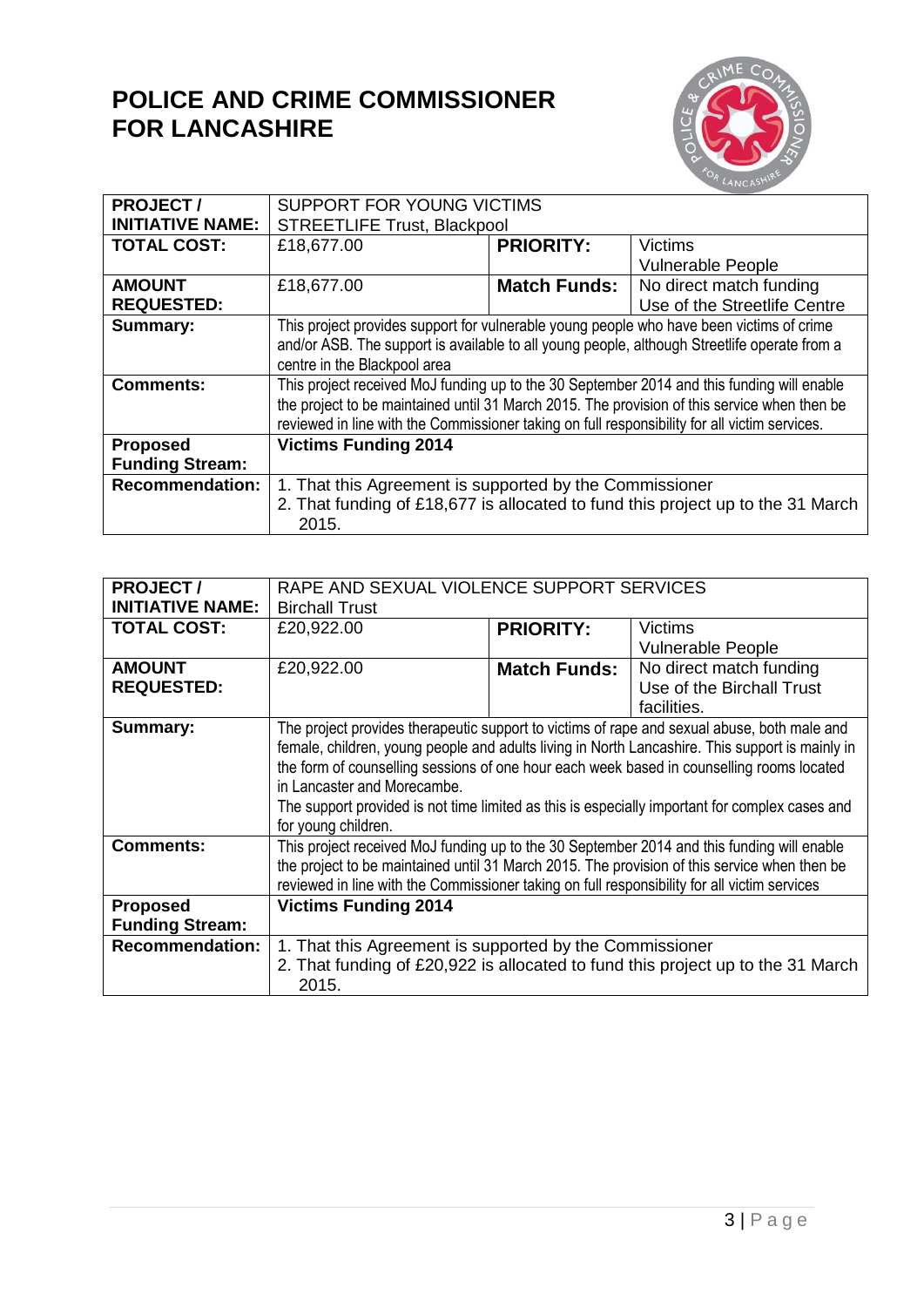# POLICE AND CRIME COMMISSIONER FOR LANCASHIRE

| PROJECT / INITIATIVE NAME: | SUPPORT FOR YOUNG VICTIMS<br>STREETLIFE Trust, Blackpool | | |
|---|---|---|---|
| **TOTAL COST:** | £18,677.00 | **PRIORITY:** | Victims<br>Vulnerable People |
| **AMOUNT REQUESTED:** | £18,677.00 | **Match Funds:** | No direct match funding<br>Use of the Streetlife Centre |
| **Summary:** | This project provides support for vulnerable young people who have been victims of crime and/or ASB. The support is available to all young people, although Streetlife operate from a centre in the Blackpool area | | |
| **Comments:** | This project received MoJ funding up to the 30 September 2014 and this funding will enable the project to be maintained until 31 March 2015. The provision of this service when then be reviewed in line with the Commissioner taking on full responsibility for all victim services. | | |
| **Proposed Funding Stream:** | **Victims Funding 2014** | | |
| **Recommendation:** | 1. That this Agreement is supported by the Commissioner<br>2. That funding of £18,677 is allocated to fund this project up to the 31 March 2015. | | |

| PROJECT / INITIATIVE NAME: | RAPE AND SEXUAL VIOLENCE SUPPORT SERVICES<br>Birchall Trust | | |
|---|---|---|---|
| **TOTAL COST:** | £20,922.00 | **PRIORITY:** | Victims<br>Vulnerable People |
| **AMOUNT REQUESTED:** | £20,922.00 | **Match Funds:** | No direct match funding<br>Use of the Birchall Trust facilities. |
| **Summary:** | The project provides therapeutic support to victims of rape and sexual abuse, both male and female, children, young people and adults living in North Lancashire. This support is mainly in the form of counselling sessions of one hour each week based in counselling rooms located in Lancaster and Morecambe.<br>The support provided is not time limited as this is especially important for complex cases and for young children. | | |
| **Comments:** | This project received MoJ funding up to the 30 September 2014 and this funding will enable the project to be maintained until 31 March 2015. The provision of this service when then be reviewed in line with the Commissioner taking on full responsibility for all victim services | | |
| **Proposed Funding Stream:** | **Victims Funding 2014** | | |
| **Recommendation:** | 1. That this Agreement is supported by the Commissioner<br>2. That funding of £20,922 is allocated to fund this project up to the 31 March 2015. | | |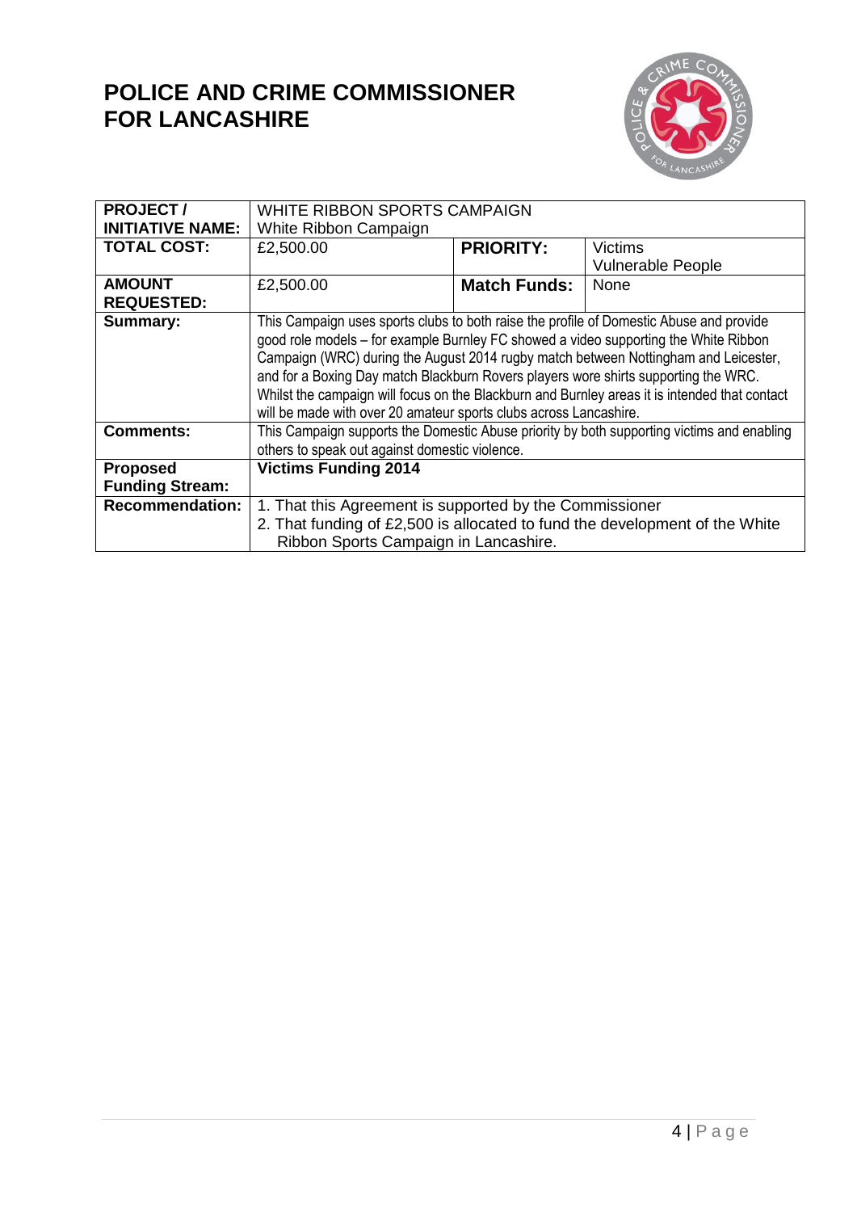# POLICE AND CRIME COMMISSIONER FOR LANCASHIRE

| | | | |
|---|---|---|---|
| **PROJECT / INITIATIVE NAME:** | WHITE RIBBON SPORTS CAMPAIGN<br>White Ribbon Campaign | | |
| **TOTAL COST:** | £2,500.00 | **PRIORITY:** | Victims<br>Vulnerable People |
| **AMOUNT REQUESTED:** | £2,500.00 | **Match Funds:** | None |
| **Summary:** | This Campaign uses sports clubs to both raise the profile of Domestic Abuse and provide good role models – for example Burnley FC showed a video supporting the White Ribbon Campaign (WRC) during the August 2014 rugby match between Nottingham and Leicester, and for a Boxing Day match Blackburn Rovers players wore shirts supporting the WRC. Whilst the campaign will focus on the Blackburn and Burnley areas it is intended that contact will be made with over 20 amateur sports clubs across Lancashire. | | |
| **Comments:** | This Campaign supports the Domestic Abuse priority by both supporting victims and enabling others to speak out against domestic violence. | | |
| **Proposed Funding Stream:** | **Victims Funding 2014** | | |
| **Recommendation:** | 1. That this Agreement is supported by the Commissioner<br>2. That funding of £2,500 is allocated to fund the development of the White Ribbon Sports Campaign in Lancashire. | | |